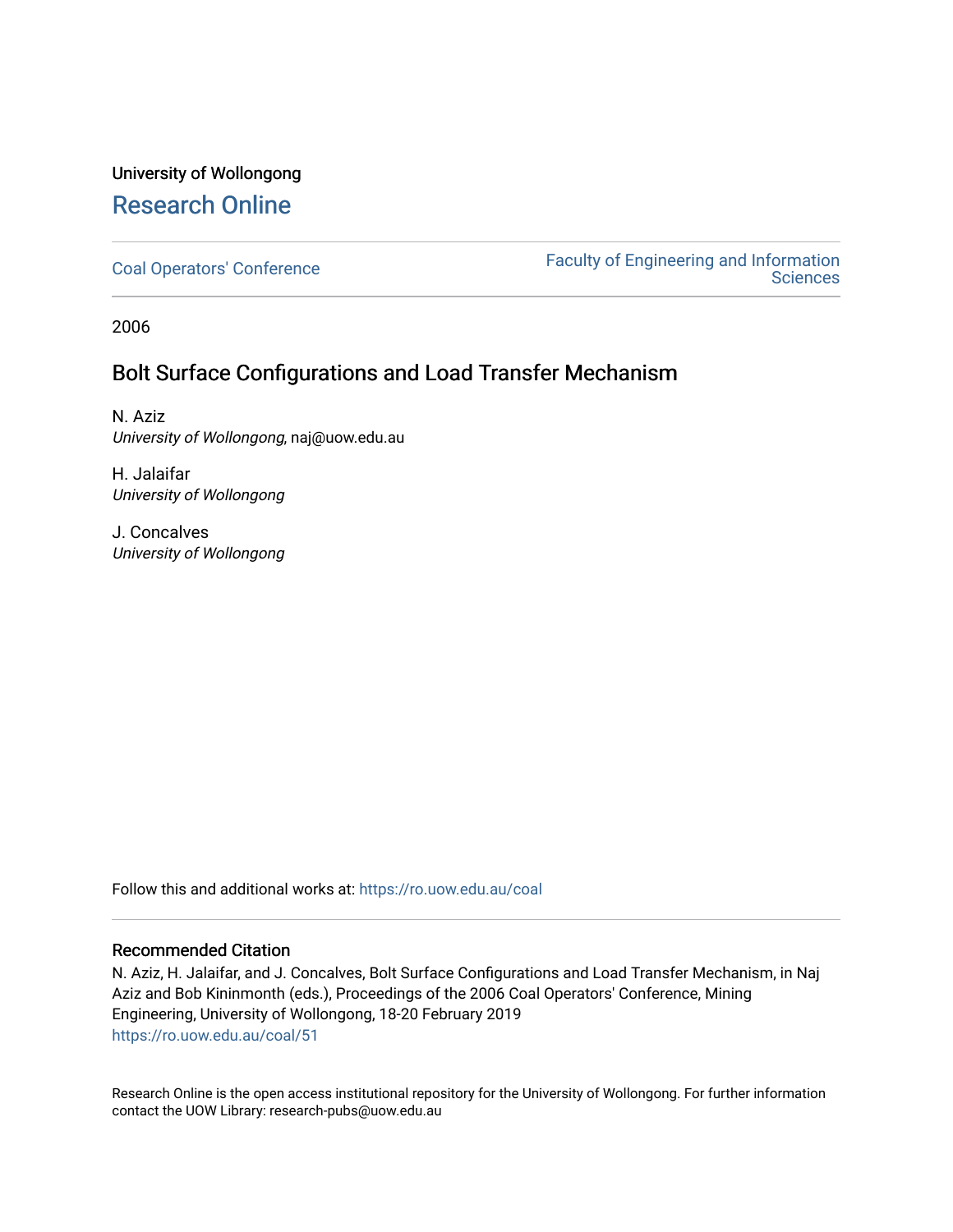University of Wollongong

# Research Online

Coal Operators' Conference

Faculty of Engineering and Information Sciences

2006

## Bolt Surface Configurations and Load Transfer Mechanism

N. Aziz
*University of Wollongong*, naj@uow.edu.au

H. Jalaifar
*University of Wollongong*

J. Concalves
*University of Wollongong*

Follow this and additional works at: https://ro.uow.edu.au/coal

### Recommended Citation

N. Aziz, H. Jalaifar, and J. Concalves, Bolt Surface Configurations and Load Transfer Mechanism, in Naj Aziz and Bob Kininmonth (eds.), Proceedings of the 2006 Coal Operators' Conference, Mining Engineering, University of Wollongong, 18-20 February 2019
https://ro.uow.edu.au/coal/51

Research Online is the open access institutional repository for the University of Wollongong. For further information contact the UOW Library: research-pubs@uow.edu.au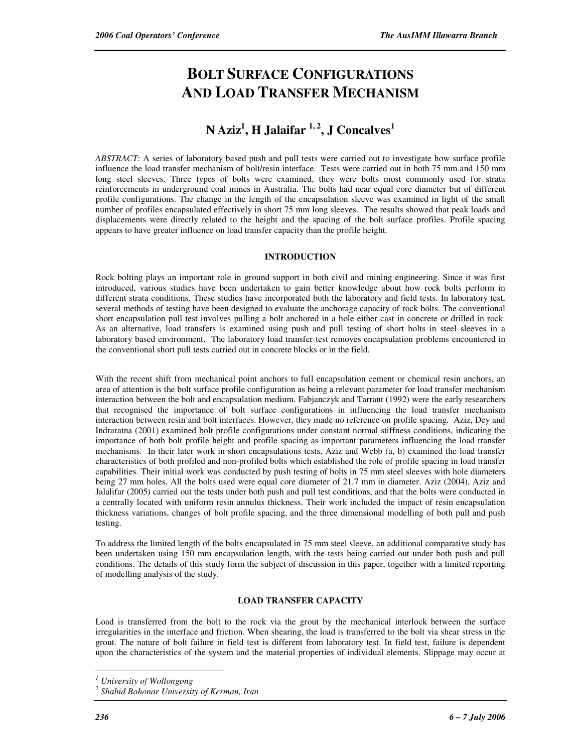# BOLT SURFACE CONFIGURATIONS AND LOAD TRANSFER MECHANISM

## N Aziz[1], H Jalaifar [1, 2], J Concalves[1]

*ABSTRACT*: A series of laboratory based push and pull tests were carried out to investigate how surface profile influence the load transfer mechanism of bolt/resin interface. Tests were carried out in both 75 mm and 150 mm long steel sleeves. Three types of bolts were examined, they were bolts most commonly used for strata reinforcements in underground coal mines in Australia. The bolts had near equal core diameter but of different profile configurations. The change in the length of the encapsulation sleeve was examined in light of the small number of profiles encapsulated effectively in short 75 mm long sleeves. The results showed that peak loads and displacements were directly related to the height and the spacing of the bolt surface profiles. Profile spacing appears to have greater influence on load transfer capacity than the profile height.

### INTRODUCTION

Rock bolting plays an important role in ground support in both civil and mining engineering. Since it was first introduced, various studies have been undertaken to gain better knowledge about how rock bolts perform in different strata conditions. These studies have incorporated both the laboratory and field tests. In laboratory test, several methods of testing have been designed to evaluate the anchorage capacity of rock bolts. The conventional short encapsulation pull test involves pulling a bolt anchored in a hole either cast in concrete or drilled in rock. As an alternative, load transfers is examined using push and pull testing of short bolts in steel sleeves in a laboratory based environment. The laboratory load transfer test removes encapsulation problems encountered in the conventional short pull tests carried out in concrete blocks or in the field.

With the recent shift from mechanical point anchors to full encapsulation cement or chemical resin anchors, an area of attention is the bolt surface profile configuration as being a relevant parameter for load transfer mechanism interaction between the bolt and encapsulation medium. Fabjanczyk and Tarrant (1992) were the early researchers that recognised the importance of bolt surface configurations in influencing the load transfer mechanism interaction between resin and bolt interfaces. However, they made no reference on profile spacing. Aziz, Dey and Indraratna (2001) examined bolt profile configurations under constant normal stiffness conditions, indicating the importance of both bolt profile height and profile spacing as important parameters influencing the load transfer mechanisms. In their later work in short encapsulations tests, Aziz and Webb (a, b) examined the load transfer characteristics of both profiled and non-profiled bolts which established the role of profile spacing in load transfer capabilities. Their initial work was conducted by push testing of bolts in 75 mm steel sleeves with hole diameters being 27 mm holes, All the bolts used were equal core diameter of 21.7 mm in diameter. Aziz (2004), Aziz and Jalalifar (2005) carried out the tests under both push and pull test conditions, and that the bolts were conducted in a centrally located with uniform resin annulus thickness. Their work included the impact of resin encapsulation thickness variations, changes of bolt profile spacing, and the three dimensional modelling of both pull and push testing.

To address the limited length of the bolts encapsulated in 75 mm steel sleeve, an additional comparative study has been undertaken using 150 mm encapsulation length, with the tests being carried out under both push and pull conditions. The details of this study form the subject of discussion in this paper, together with a limited reporting of modelling analysis of the study.

### LOAD TRANSFER CAPACITY

Load is transferred from the bolt to the rock via the grout by the mechanical interlock between the surface irregularities in the interface and friction. When shearing, the load is transferred to the bolt via shear stress in the grout. The nature of bolt failure in field test is different from laboratory test. In field test, failure is dependent upon the characteristics of the system and the material properties of individual elements. Slippage may occur at

---

[1] *University of Wollongong*

[2] *Shahid Bahonar University of Kerman, Iran*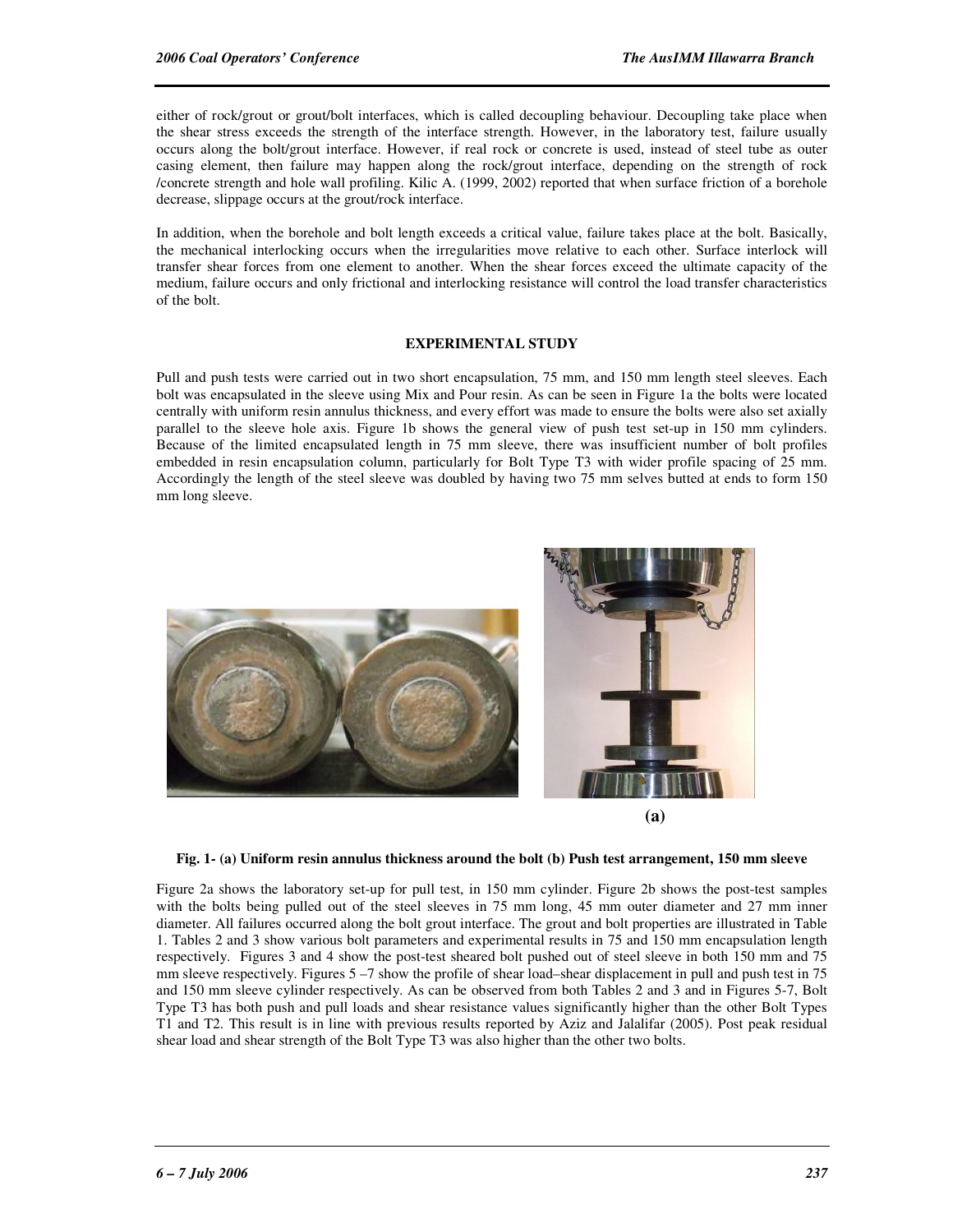either of rock/grout or grout/bolt interfaces, which is called decoupling behaviour. Decoupling take place when the shear stress exceeds the strength of the interface strength. However, in the laboratory test, failure usually occurs along the bolt/grout interface. However, if real rock or concrete is used, instead of steel tube as outer casing element, then failure may happen along the rock/grout interface, depending on the strength of rock /concrete strength and hole wall profiling. Kilic A. (1999, 2002) reported that when surface friction of a borehole decrease, slippage occurs at the grout/rock interface.

In addition, when the borehole and bolt length exceeds a critical value, failure takes place at the bolt. Basically, the mechanical interlocking occurs when the irregularities move relative to each other. Surface interlock will transfer shear forces from one element to another. When the shear forces exceed the ultimate capacity of the medium, failure occurs and only frictional and interlocking resistance will control the load transfer characteristics of the bolt.

## EXPERIMENTAL STUDY

Pull and push tests were carried out in two short encapsulation, 75 mm, and 150 mm length steel sleeves. Each bolt was encapsulated in the sleeve using Mix and Pour resin. As can be seen in Figure 1a the bolts were located centrally with uniform resin annulus thickness, and every effort was made to ensure the bolts were also set axially parallel to the sleeve hole axis. Figure 1b shows the general view of push test set-up in 150 mm cylinders. Because of the limited encapsulated length in 75 mm sleeve, there was insufficient number of bolt profiles embedded in resin encapsulation column, particularly for Bolt Type T3 with wider profile spacing of 25 mm. Accordingly the length of the steel sleeve was doubled by having two 75 mm selves butted at ends to form 150 mm long sleeve.

(a)

**Fig. 1- (a) Uniform resin annulus thickness around the bolt (b) Push test arrangement, 150 mm sleeve**

Figure 2a shows the laboratory set-up for pull test, in 150 mm cylinder. Figure 2b shows the post-test samples with the bolts being pulled out of the steel sleeves in 75 mm long, 45 mm outer diameter and 27 mm inner diameter. All failures occurred along the bolt grout interface. The grout and bolt properties are illustrated in Table 1. Tables 2 and 3 show various bolt parameters and experimental results in 75 and 150 mm encapsulation length respectively. Figures 3 and 4 show the post-test sheared bolt pushed out of steel sleeve in both 150 mm and 75 mm sleeve respectively. Figures 5 –7 show the profile of shear load–shear displacement in pull and push test in 75 and 150 mm sleeve cylinder respectively. As can be observed from both Tables 2 and 3 and in Figures 5-7, Bolt Type T3 has both push and pull loads and shear resistance values significantly higher than the other Bolt Types T1 and T2. This result is in line with previous results reported by Aziz and Jalalifar (2005). Post peak residual shear load and shear strength of the Bolt Type T3 was also higher than the other two bolts.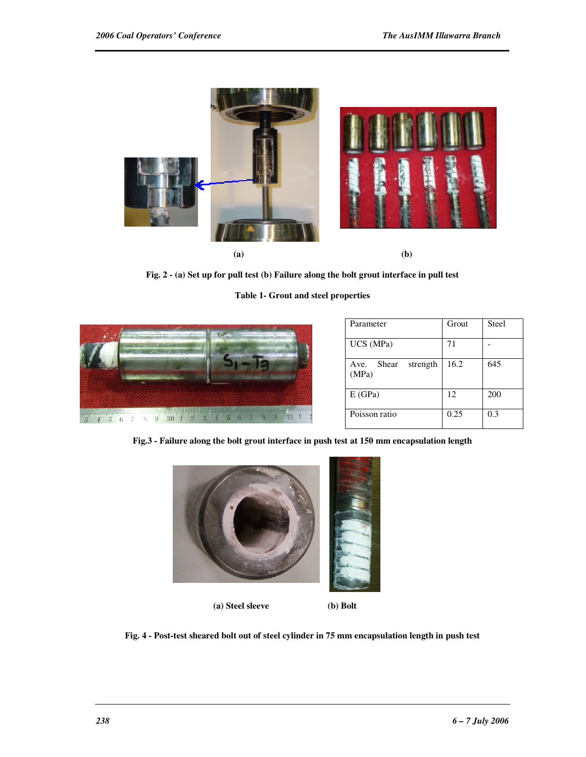**(a)** **(b)**

**Fig. 2 - (a) Set up for pull test (b) Failure along the bolt grout interface in pull test**

**Table 1- Grout and steel properties**

| Parameter | Grout | Steel |
|---|---|---|
| UCS (MPa) | 71 | - |
| Ave. Shear strength (MPa) | 16.2 | 645 |
| E (GPa) | 12 | 200 |
| Poisson ratio | 0.25 | 0.3 |

**Fig.3 - Failure along the bolt grout interface in push test at 150 mm encapsulation length**

**(a) Steel sleeve** **(b) Bolt**

**Fig. 4 - Post-test sheared bolt out of steel cylinder in 75 mm encapsulation length in push test**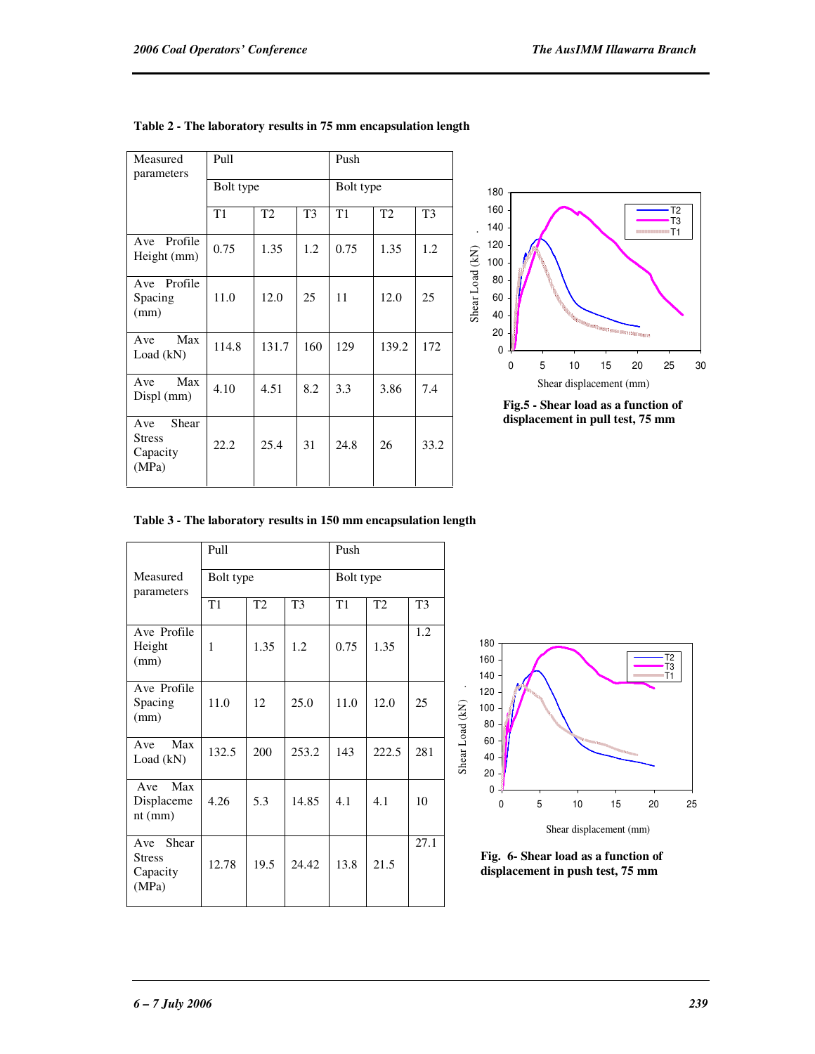**Table 2 - The laboratory results in 75 mm encapsulation length**

| Measured parameters | Pull | | | Push | | |
|---|---|---|---|---|---|---|
| | Bolt type | | | Bolt type | | |
| | T1 | T2 | T3 | T1 | T2 | T3 |
| Ave Profile Height (mm) | 0.75 | 1.35 | 1.2 | 0.75 | 1.35 | 1.2 |
| Ave Profile Spacing (mm) | 11.0 | 12.0 | 25 | 11 | 12.0 | 25 |
| Ave Max Load (kN) | 114.8 | 131.7 | 160 | 129 | 139.2 | 172 |
| Ave Max Displ (mm) | 4.10 | 4.51 | 8.2 | 3.3 | 3.86 | 7.4 |
| Ave Shear Stress Capacity (MPa) | 22.2 | 25.4 | 31 | 24.8 | 26 | 33.2 |

**Fig.5 - Shear load as a function of displacement in pull test, 75 mm**

**Table 3 - The laboratory results in 150 mm encapsulation length**

| Measured parameters | Pull | | | Push | | |
|---|---|---|---|---|---|---|
| | Bolt type | | | Bolt type | | |
| | T1 | T2 | T3 | T1 | T2 | T3 |
| Ave Profile Height (mm) | 1 | 1.35 | 1.2 | 0.75 | 1.35 | 1.2 |
| Ave Profile Spacing (mm) | 11.0 | 12 | 25.0 | 11.0 | 12.0 | 25 |
| Ave Max Load (kN) | 132.5 | 200 | 253.2 | 143 | 222.5 | 281 |
| Ave Max Displacement (mm) | 4.26 | 5.3 | 14.85 | 4.1 | 4.1 | 10 |
| Ave Shear Stress Capacity (MPa) | 12.78 | 19.5 | 24.42 | 13.8 | 21.5 | 27.1 |

**Fig. 6- Shear load as a function of displacement in push test, 75 mm**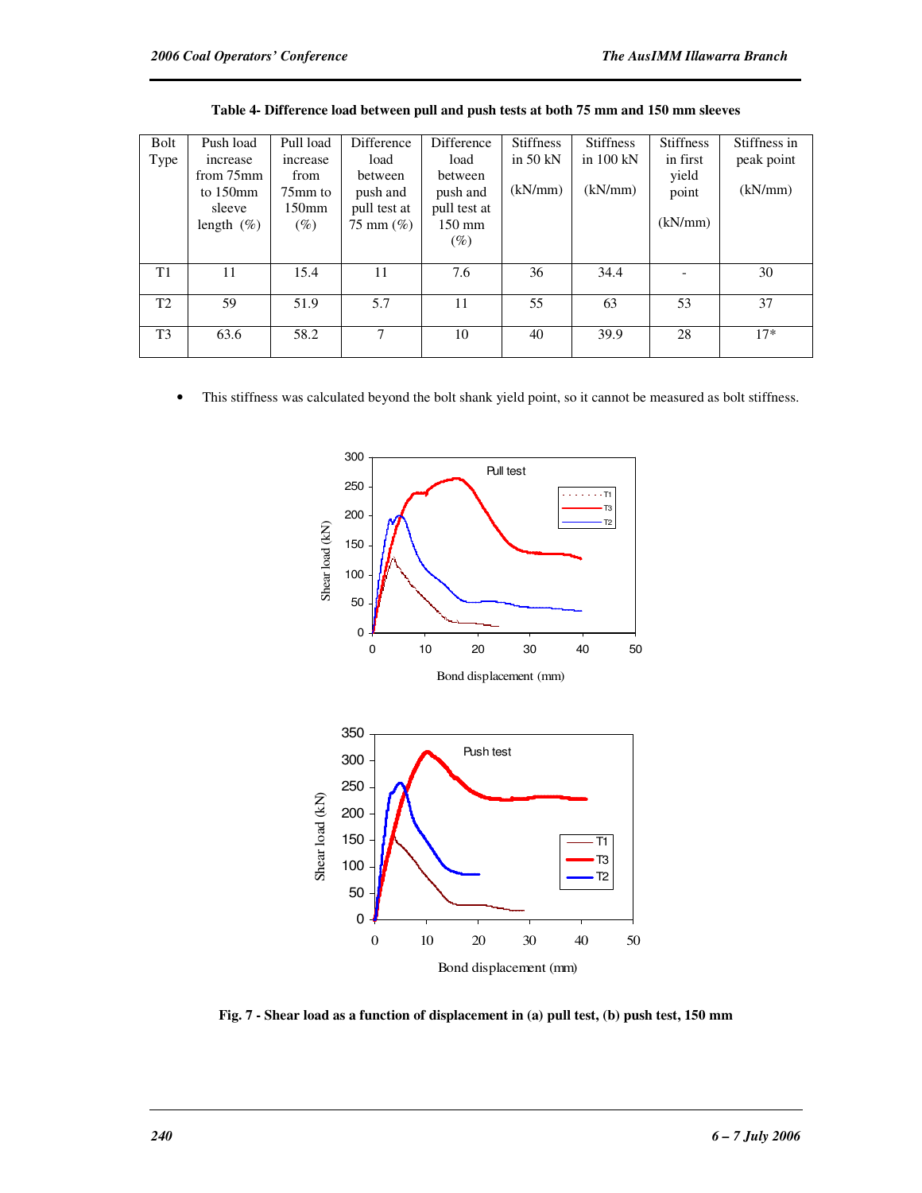**Table 4- Difference load between pull and push tests at both 75 mm and 150 mm sleeves**

| Bolt Type | Push load increase from 75mm to 150mm sleeve length (%) | Pull load increase from 75mm to 150mm (%) | Difference load between push and pull test at 75 mm (%) | Difference load between push and pull test at 150 mm (%) | Stiffness in 50 kN (kN/mm) | Stiffness in 100 kN (kN/mm) | Stiffness in first yield point (kN/mm) | Stiffness in peak point (kN/mm) |
|---|---|---|---|---|---|---|---|---|
| T1 | 11 | 15.4 | 11 | 7.6 | 36 | 34.4 | - | 30 |
| T2 | 59 | 51.9 | 5.7 | 11 | 55 | 63 | 53 | 37 |
| T3 | 63.6 | 58.2 | 7 | 10 | 40 | 39.9 | 28 | 17* |

- This stiffness was calculated beyond the bolt shank yield point, so it cannot be measured as bolt stiffness.

**Fig. 7 - Shear load as a function of displacement in (a) pull test, (b) push test, 150 mm**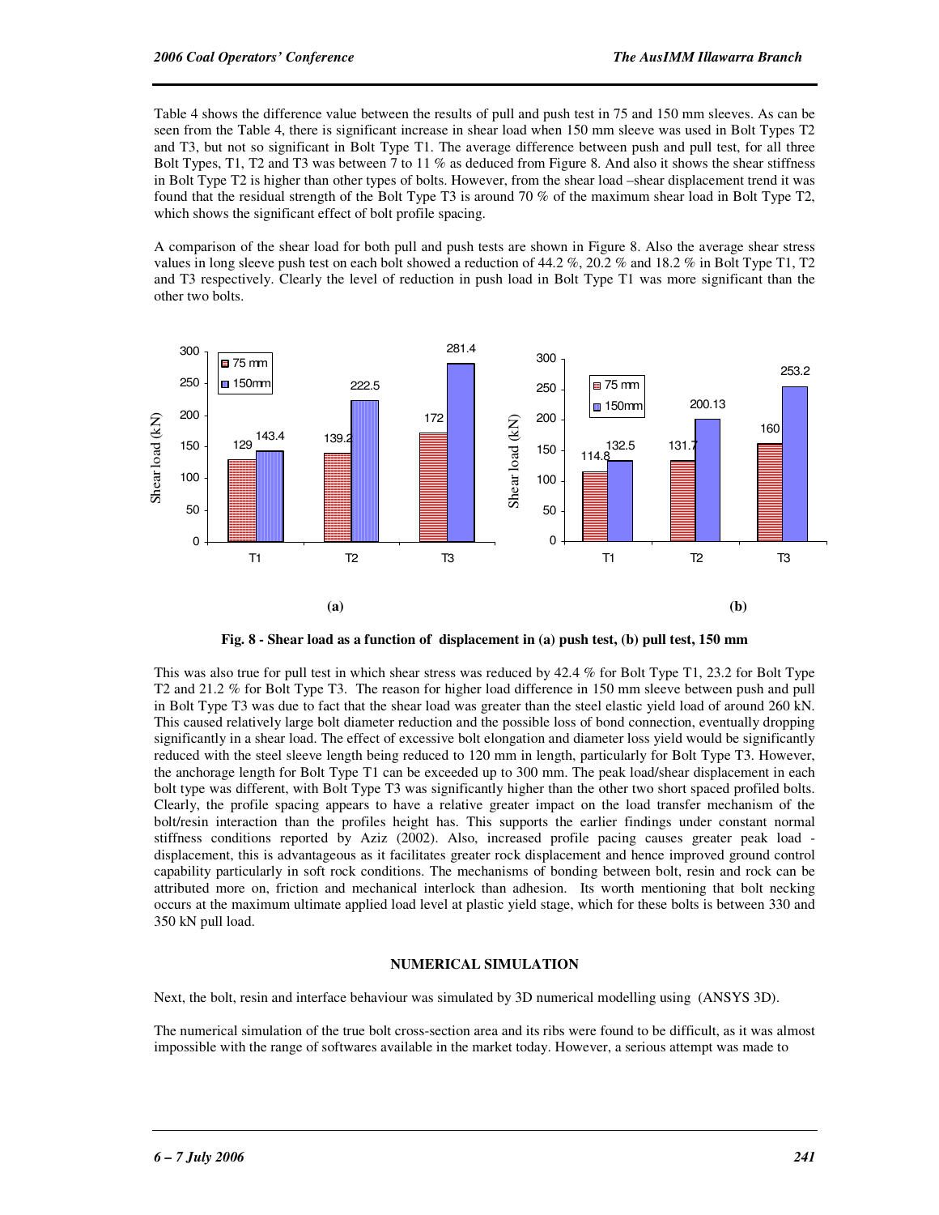Table 4 shows the difference value between the results of pull and push test in 75 and 150 mm sleeves. As can be seen from the Table 4, there is significant increase in shear load when 150 mm sleeve was used in Bolt Types T2 and T3, but not so significant in Bolt Type T1. The average difference between push and pull test, for all three Bolt Types, T1, T2 and T3 was between 7 to 11 % as deduced from Figure 8. And also it shows the shear stiffness in Bolt Type T2 is higher than other types of bolts. However, from the shear load –shear displacement trend it was found that the residual strength of the Bolt Type T3 is around 70 % of the maximum shear load in Bolt Type T2, which shows the significant effect of bolt profile spacing.

A comparison of the shear load for both pull and push tests are shown in Figure 8. Also the average shear stress values in long sleeve push test on each bolt showed a reduction of 44.2 %, 20.2 % and 18.2 % in Bolt Type T1, T2 and T3 respectively. Clearly the level of reduction in push load in Bolt Type T1 was more significant than the other two bolts.

**Fig. 8 - Shear load as a function of displacement in (a) push test, (b) pull test, 150 mm**

This was also true for pull test in which shear stress was reduced by 42.4 % for Bolt Type T1, 23.2 for Bolt Type T2 and 21.2 % for Bolt Type T3. The reason for higher load difference in 150 mm sleeve between push and pull in Bolt Type T3 was due to fact that the shear load was greater than the steel elastic yield load of around 260 kN. This caused relatively large bolt diameter reduction and the possible loss of bond connection, eventually dropping significantly in a shear load. The effect of excessive bolt elongation and diameter loss yield would be significantly reduced with the steel sleeve length being reduced to 120 mm in length, particularly for Bolt Type T3. However, the anchorage length for Bolt Type T1 can be exceeded up to 300 mm. The peak load/shear displacement in each bolt type was different, with Bolt Type T3 was significantly higher than the other two short spaced profiled bolts. Clearly, the profile spacing appears to have a relative greater impact on the load transfer mechanism of the bolt/resin interaction than the profiles height has. This supports the earlier findings under constant normal stiffness conditions reported by Aziz (2002). Also, increased profile pacing causes greater peak load - displacement, this is advantageous as it facilitates greater rock displacement and hence improved ground control capability particularly in soft rock conditions. The mechanisms of bonding between bolt, resin and rock can be attributed more on, friction and mechanical interlock than adhesion. Its worth mentioning that bolt necking occurs at the maximum ultimate applied load level at plastic yield stage, which for these bolts is between 330 and 350 kN pull load.

## NUMERICAL SIMULATION

Next, the bolt, resin and interface behaviour was simulated by 3D numerical modelling using (ANSYS 3D).

The numerical simulation of the true bolt cross-section area and its ribs were found to be difficult, as it was almost impossible with the range of softwares available in the market today. However, a serious attempt was made to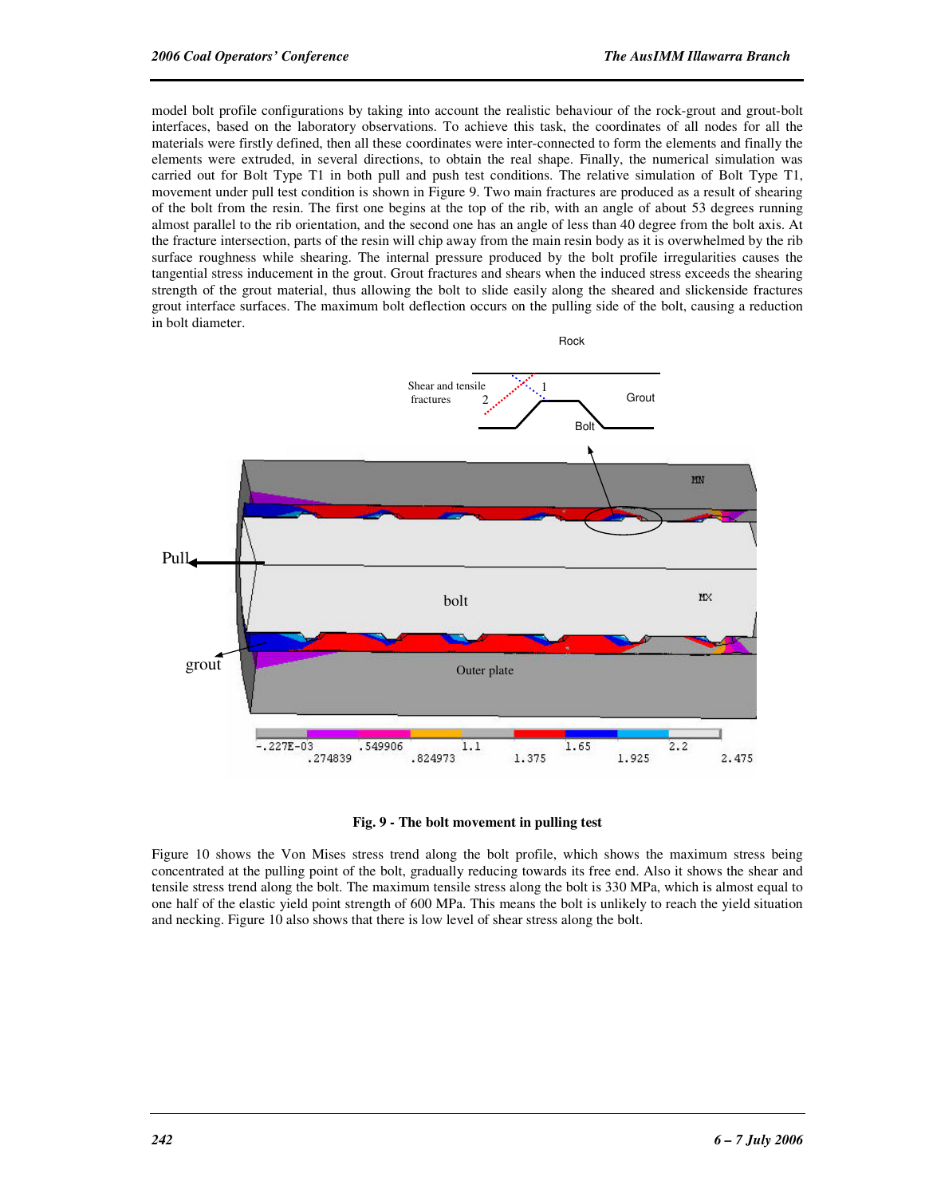model bolt profile configurations by taking into account the realistic behaviour of the rock-grout and grout-bolt interfaces, based on the laboratory observations. To achieve this task, the coordinates of all nodes for all the materials were firstly defined, then all these coordinates were inter-connected to form the elements and finally the elements were extruded, in several directions, to obtain the real shape. Finally, the numerical simulation was carried out for Bolt Type T1 in both pull and push test conditions. The relative simulation of Bolt Type T1, movement under pull test condition is shown in Figure 9. Two main fractures are produced as a result of shearing of the bolt from the resin. The first one begins at the top of the rib, with an angle of about 53 degrees running almost parallel to the rib orientation, and the second one has an angle of less than 40 degree from the bolt axis. At the fracture intersection, parts of the resin will chip away from the main resin body as it is overwhelmed by the rib surface roughness while shearing. The internal pressure produced by the bolt profile irregularities causes the tangential stress inducement in the grout. Grout fractures and shears when the induced stress exceeds the shearing strength of the grout material, thus allowing the bolt to slide easily along the sheared and slickenside fractures grout interface surfaces. The maximum bolt deflection occurs on the pulling side of the bolt, causing a reduction in bolt diameter.

**Fig. 9 - The bolt movement in pulling test**

Figure 10 shows the Von Mises stress trend along the bolt profile, which shows the maximum stress being concentrated at the pulling point of the bolt, gradually reducing towards its free end. Also it shows the shear and tensile stress trend along the bolt. The maximum tensile stress along the bolt is 330 MPa, which is almost equal to one half of the elastic yield point strength of 600 MPa. This means the bolt is unlikely to reach the yield situation and necking. Figure 10 also shows that there is low level of shear stress along the bolt.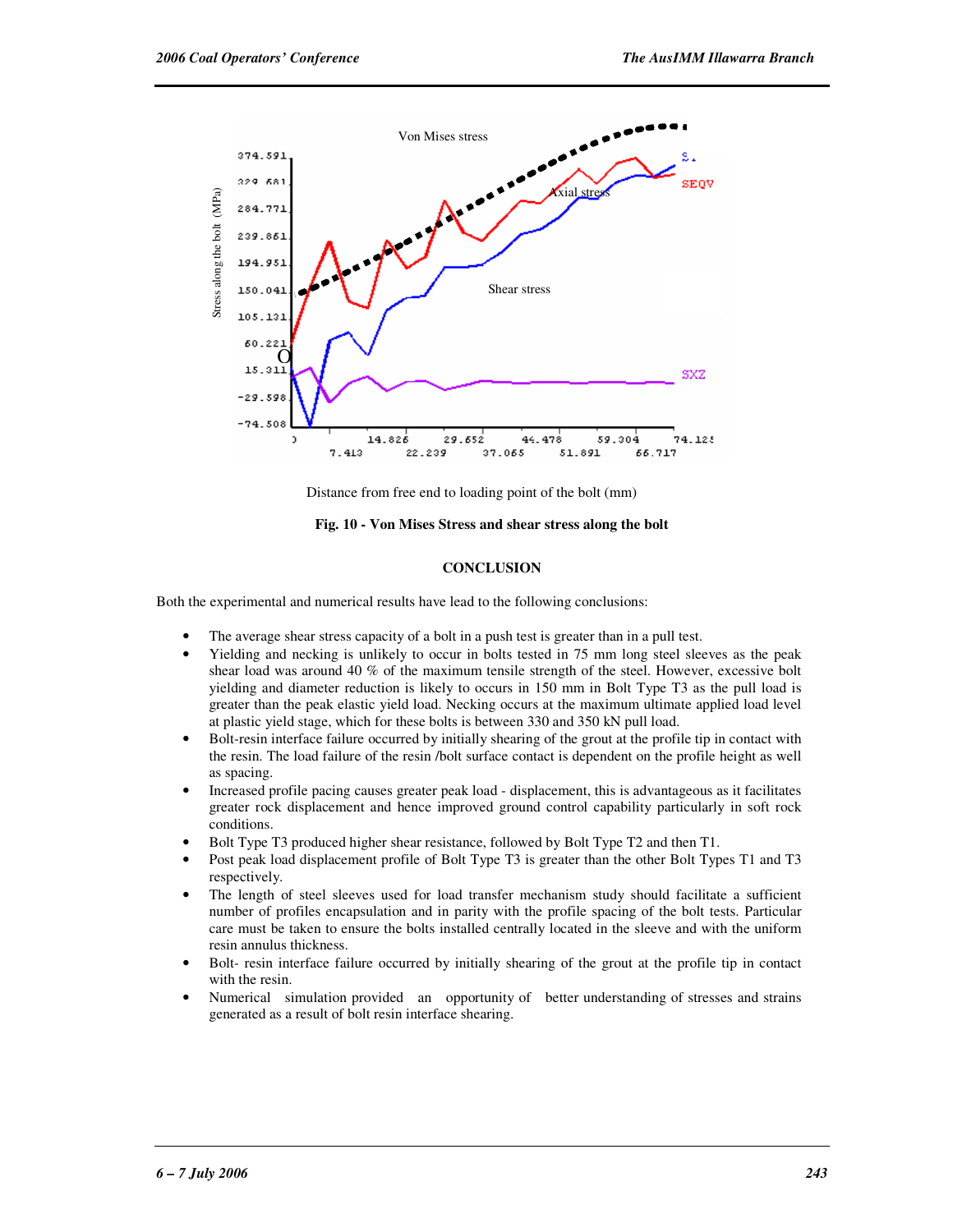Distance from free end to loading point of the bolt (mm)

**Fig. 10 - Von Mises Stress and shear stress along the bolt**

## CONCLUSION

Both the experimental and numerical results have lead to the following conclusions:

- The average shear stress capacity of a bolt in a push test is greater than in a pull test.
- Yielding and necking is unlikely to occur in bolts tested in 75 mm long steel sleeves as the peak shear load was around 40 % of the maximum tensile strength of the steel. However, excessive bolt yielding and diameter reduction is likely to occurs in 150 mm in Bolt Type T3 as the pull load is greater than the peak elastic yield load. Necking occurs at the maximum ultimate applied load level at plastic yield stage, which for these bolts is between 330 and 350 kN pull load.
- Bolt-resin interface failure occurred by initially shearing of the grout at the profile tip in contact with the resin. The load failure of the resin /bolt surface contact is dependent on the profile height as well as spacing.
- Increased profile pacing causes greater peak load - displacement, this is advantageous as it facilitates greater rock displacement and hence improved ground control capability particularly in soft rock conditions.
- Bolt Type T3 produced higher shear resistance, followed by Bolt Type T2 and then T1.
- Post peak load displacement profile of Bolt Type T3 is greater than the other Bolt Types T1 and T3 respectively.
- The length of steel sleeves used for load transfer mechanism study should facilitate a sufficient number of profiles encapsulation and in parity with the profile spacing of the bolt tests. Particular care must be taken to ensure the bolts installed centrally located in the sleeve and with the uniform resin annulus thickness.
- Bolt- resin interface failure occurred by initially shearing of the grout at the profile tip in contact with the resin.
- Numerical simulation provided an opportunity of better understanding of stresses and strains generated as a result of bolt resin interface shearing.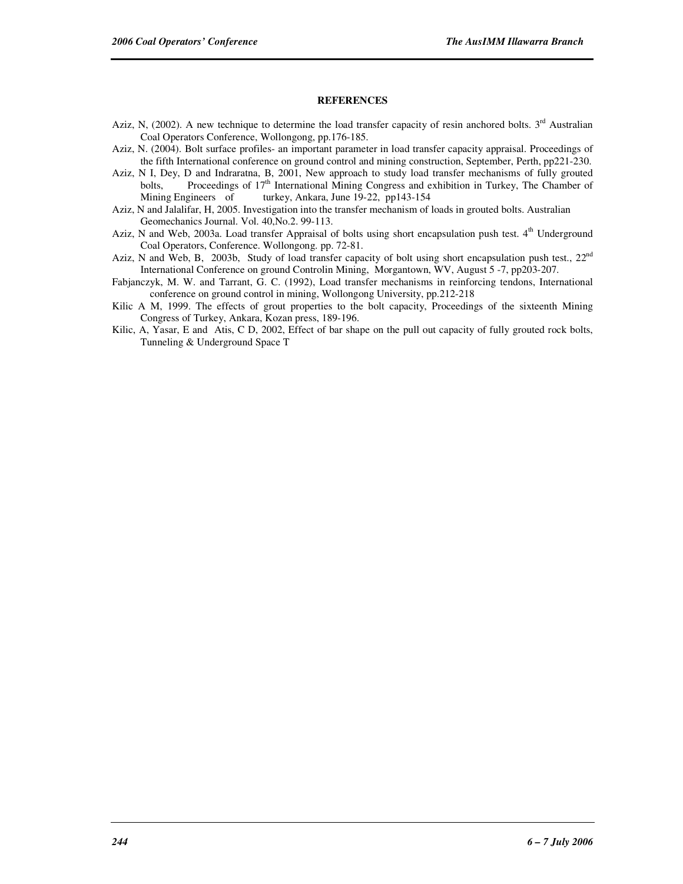## REFERENCES

Aziz, N, (2002). A new technique to determine the load transfer capacity of resin anchored bolts. 3rd Australian Coal Operators Conference, Wollongong, pp.176-185.

Aziz, N. (2004). Bolt surface profiles- an important parameter in load transfer capacity appraisal. Proceedings of the fifth International conference on ground control and mining construction, September, Perth, pp221-230.

Aziz, N I, Dey, D and Indraratna, B, 2001, New approach to study load transfer mechanisms of fully grouted bolts, Proceedings of 17th International Mining Congress and exhibition in Turkey, The Chamber of Mining Engineers of turkey, Ankara, June 19-22, pp143-154

Aziz, N and Jalalifar, H, 2005. Investigation into the transfer mechanism of loads in grouted bolts. Australian Geomechanics Journal. Vol. 40,No.2. 99-113.

Aziz, N and Web, 2003a. Load transfer Appraisal of bolts using short encapsulation push test. 4th Underground Coal Operators, Conference. Wollongong. pp. 72-81.

Aziz, N and Web, B, 2003b, Study of load transfer capacity of bolt using short encapsulation push test., 22nd International Conference on ground Controlin Mining, Morgantown, WV, August 5 -7, pp203-207.

Fabjanczyk, M. W. and Tarrant, G. C. (1992), Load transfer mechanisms in reinforcing tendons, International conference on ground control in mining, Wollongong University, pp.212-218

Kilic A M, 1999. The effects of grout properties to the bolt capacity, Proceedings of the sixteenth Mining Congress of Turkey, Ankara, Kozan press, 189-196.

Kilic, A, Yasar, E and Atis, C D, 2002, Effect of bar shape on the pull out capacity of fully grouted rock bolts, Tunneling & Underground Space T